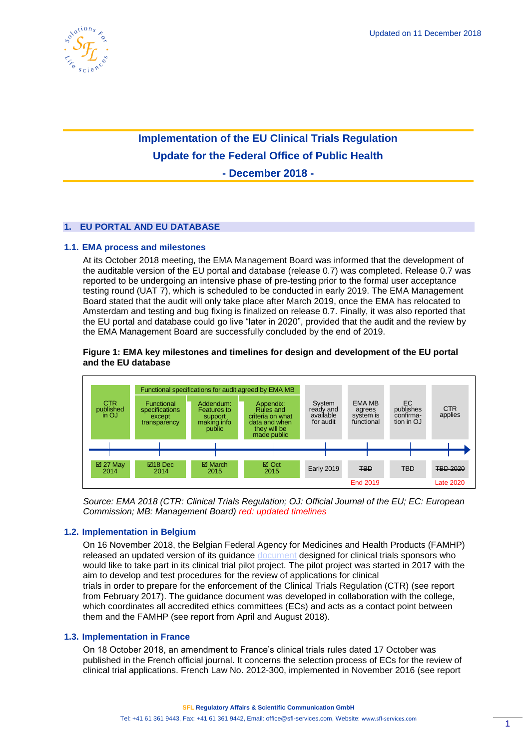Updated on 11 December 2018

# Implementation of the EU Clinical Trials Regulation
# Update for the Federal Office of Public Health
# - December 2018 -

## 1. EU PORTAL AND EU DATABASE

### 1.1. EMA process and milestones

At its October 2018 meeting, the EMA Management Board was informed that the development of the auditable version of the EU portal and database (release 0.7) was completed. Release 0.7 was reported to be undergoing an intensive phase of pre-testing prior to the formal user acceptance testing round (UAT 7), which is scheduled to be conducted in early 2019. The EMA Management Board stated that the audit will only take place after March 2019, once the EMA has relocated to Amsterdam and testing and bug fixing is finalized on release 0.7. Finally, it was also reported that the EU portal and database could go live "later in 2020", provided that the audit and the review by the EMA Management Board are successfully concluded by the end of 2019.

**Figure 1: EMA key milestones and timelines for design and development of the EU portal and the EU database**

| CTR published in OJ | Functional specifications for audit agreed by EMA MB | | | System ready and available for audit | EMA MB agrees system is functional | EC publishes confirmation in OJ | CTR applies |
|---|---|---|---|---|---|---|---|
| | Functional specifications except transparency | Addendum: Features to support making info public | Appendix: Rules and criteria on what data and when they will be made public | | | | |
| ☑ 27 May 2014 | ☑18 Dec 2014 | ☑ March 2015 | ☑ Oct 2015 | Early 2019 | ~~TBD~~ End 2019 | TBD | ~~TBD 2020~~ Late 2020 |

*Source: EMA 2018 (CTR: Clinical Trials Regulation; OJ: Official Journal of the EU; EC: European Commission; MB: Management Board) red: updated timelines*

### 1.2. Implementation in Belgium

On 16 November 2018, the Belgian Federal Agency for Medicines and Health Products (FAMHP) released an updated version of its guidance document designed for clinical trials sponsors who would like to take part in its clinical trial pilot project. The pilot project was started in 2017 with the aim to develop and test procedures for the review of applications for clinical trials in order to prepare for the enforcement of the Clinical Trials Regulation (CTR) (see report from February 2017). The guidance document was developed in collaboration with the college, which coordinates all accredited ethics committees (ECs) and acts as a contact point between them and the FAMHP (see report from April and August 2018).

### 1.3. Implementation in France

On 18 October 2018, an amendment to France's clinical trials rules dated 17 October was published in the French official journal. It concerns the selection process of ECs for the review of clinical trial applications. French Law No. 2012-300, implemented in November 2016 (see report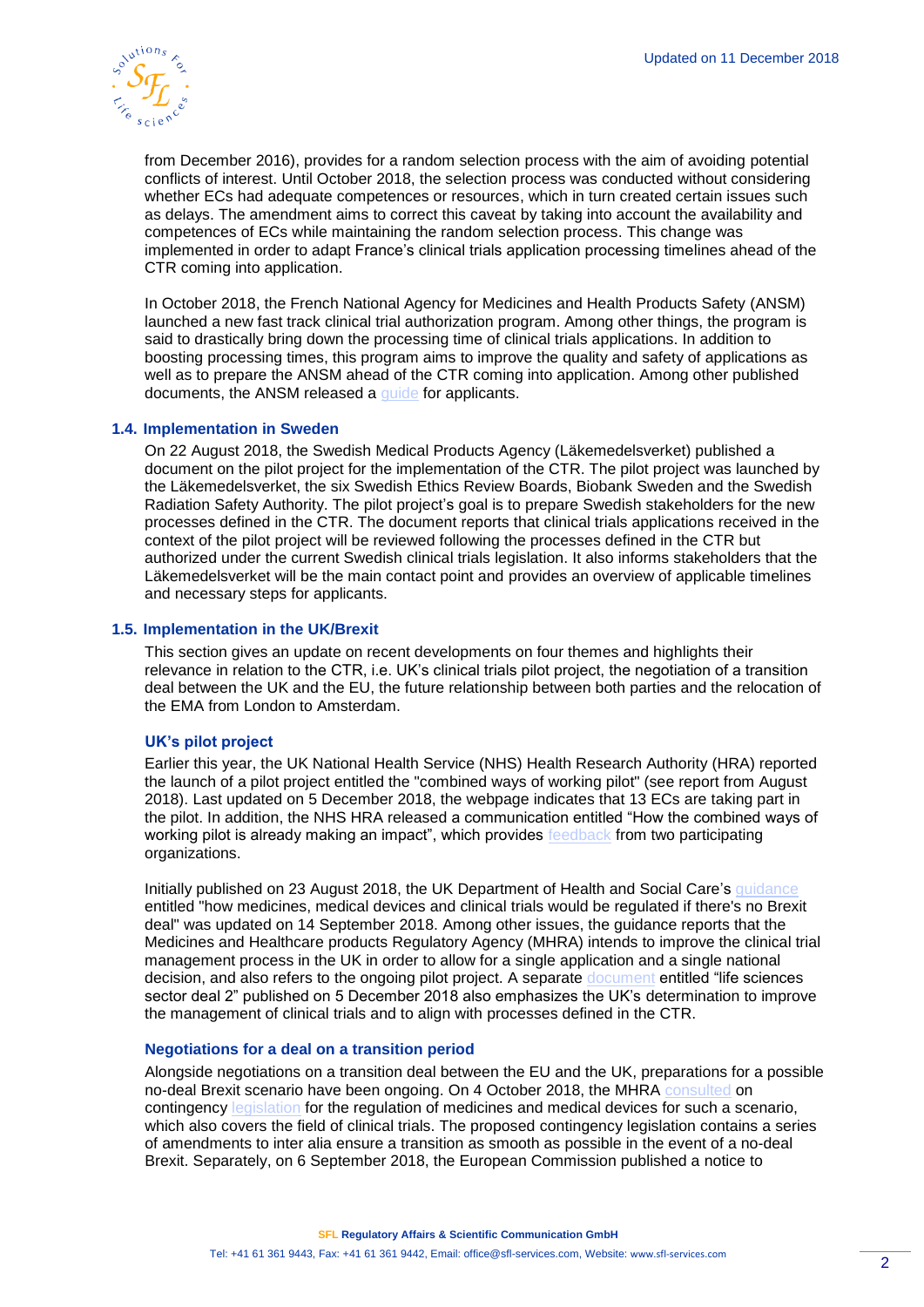from December 2016), provides for a random selection process with the aim of avoiding potential conflicts of interest. Until October 2018, the selection process was conducted without considering whether ECs had adequate competences or resources, which in turn created certain issues such as delays. The amendment aims to correct this caveat by taking into account the availability and competences of ECs while maintaining the random selection process. This change was implemented in order to adapt France's clinical trials application processing timelines ahead of the CTR coming into application.

In October 2018, the French National Agency for Medicines and Health Products Safety (ANSM) launched a new fast track clinical trial authorization program. Among other things, the program is said to drastically bring down the processing time of clinical trials applications. In addition to boosting processing times, this program aims to improve the quality and safety of applications as well as to prepare the ANSM ahead of the CTR coming into application. Among other published documents, the ANSM released a guide for applicants.

### 1.4. Implementation in Sweden

On 22 August 2018, the Swedish Medical Products Agency (Läkemedelsverket) published a document on the pilot project for the implementation of the CTR. The pilot project was launched by the Läkemedelsverket, the six Swedish Ethics Review Boards, Biobank Sweden and the Swedish Radiation Safety Authority. The pilot project's goal is to prepare Swedish stakeholders for the new processes defined in the CTR. The document reports that clinical trials applications received in the context of the pilot project will be reviewed following the processes defined in the CTR but authorized under the current Swedish clinical trials legislation. It also informs stakeholders that the Läkemedelsverket will be the main contact point and provides an overview of applicable timelines and necessary steps for applicants.

### 1.5. Implementation in the UK/Brexit

This section gives an update on recent developments on four themes and highlights their relevance in relation to the CTR, i.e. UK's clinical trials pilot project, the negotiation of a transition deal between the UK and the EU, the future relationship between both parties and the relocation of the EMA from London to Amsterdam.

#### UK's pilot project

Earlier this year, the UK National Health Service (NHS) Health Research Authority (HRA) reported the launch of a pilot project entitled the "combined ways of working pilot" (see report from August 2018). Last updated on 5 December 2018, the webpage indicates that 13 ECs are taking part in the pilot. In addition, the NHS HRA released a communication entitled "How the combined ways of working pilot is already making an impact", which provides feedback from two participating organizations.

Initially published on 23 August 2018, the UK Department of Health and Social Care's guidance entitled "how medicines, medical devices and clinical trials would be regulated if there's no Brexit deal" was updated on 14 September 2018. Among other issues, the guidance reports that the Medicines and Healthcare products Regulatory Agency (MHRA) intends to improve the clinical trial management process in the UK in order to allow for a single application and a single national decision, and also refers to the ongoing pilot project. A separate document entitled "life sciences sector deal 2" published on 5 December 2018 also emphasizes the UK's determination to improve the management of clinical trials and to align with processes defined in the CTR.

#### Negotiations for a deal on a transition period

Alongside negotiations on a transition deal between the EU and the UK, preparations for a possible no-deal Brexit scenario have been ongoing. On 4 October 2018, the MHRA consulted on contingency legislation for the regulation of medicines and medical devices for such a scenario, which also covers the field of clinical trials. The proposed contingency legislation contains a series of amendments to inter alia ensure a transition as smooth as possible in the event of a no-deal Brexit. Separately, on 6 September 2018, the European Commission published a notice to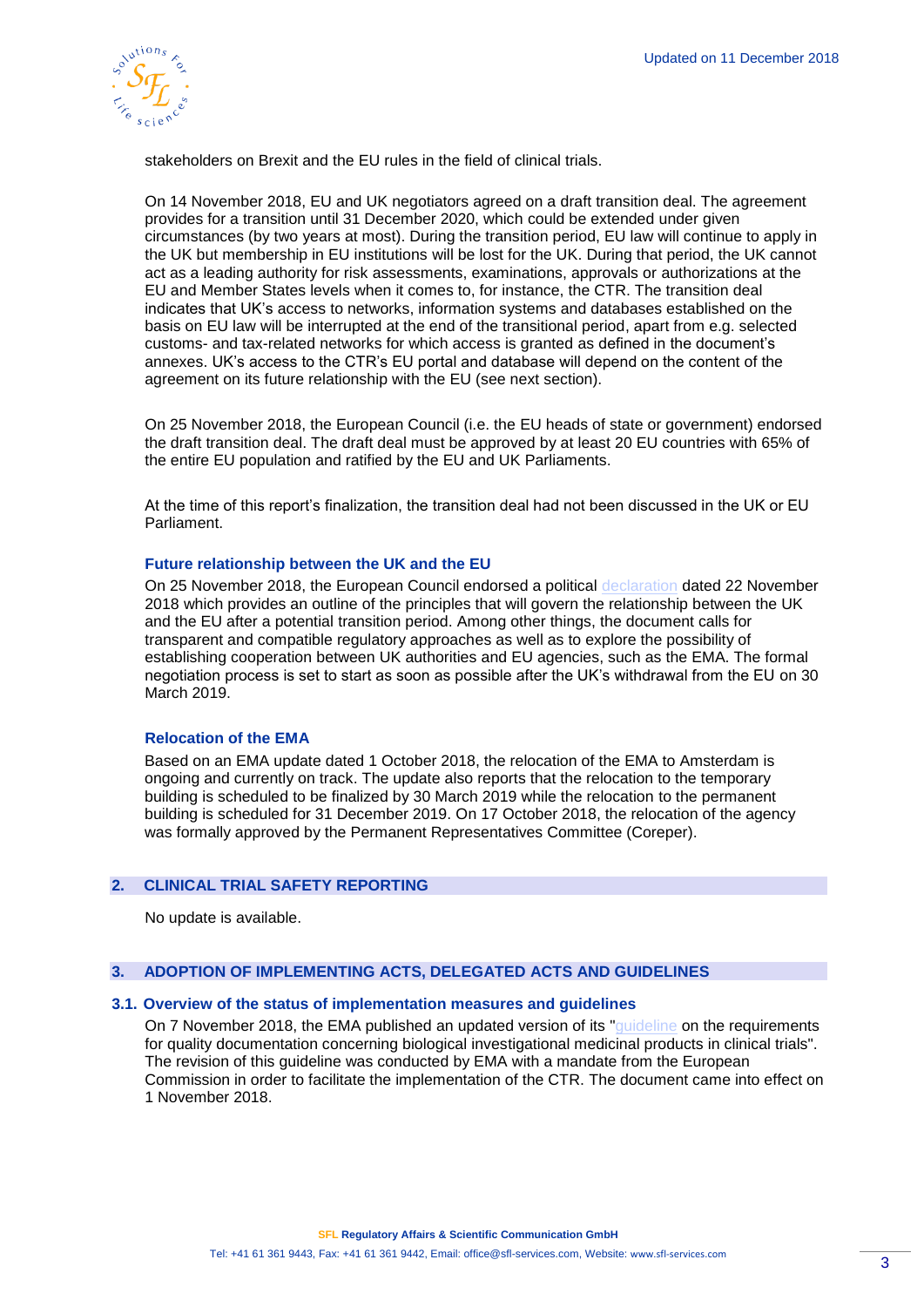stakeholders on Brexit and the EU rules in the field of clinical trials.

On 14 November 2018, EU and UK negotiators agreed on a draft transition deal. The agreement provides for a transition until 31 December 2020, which could be extended under given circumstances (by two years at most). During the transition period, EU law will continue to apply in the UK but membership in EU institutions will be lost for the UK. During that period, the UK cannot act as a leading authority for risk assessments, examinations, approvals or authorizations at the EU and Member States levels when it comes to, for instance, the CTR. The transition deal indicates that UK's access to networks, information systems and databases established on the basis on EU law will be interrupted at the end of the transitional period, apart from e.g. selected customs- and tax-related networks for which access is granted as defined in the document's annexes. UK's access to the CTR's EU portal and database will depend on the content of the agreement on its future relationship with the EU (see next section).

On 25 November 2018, the European Council (i.e. the EU heads of state or government) endorsed the draft transition deal. The draft deal must be approved by at least 20 EU countries with 65% of the entire EU population and ratified by the EU and UK Parliaments.

At the time of this report's finalization, the transition deal had not been discussed in the UK or EU Parliament.

### Future relationship between the UK and the EU

On 25 November 2018, the European Council endorsed a political declaration dated 22 November 2018 which provides an outline of the principles that will govern the relationship between the UK and the EU after a potential transition period. Among other things, the document calls for transparent and compatible regulatory approaches as well as to explore the possibility of establishing cooperation between UK authorities and EU agencies, such as the EMA. The formal negotiation process is set to start as soon as possible after the UK's withdrawal from the EU on 30 March 2019.

### Relocation of the EMA

Based on an EMA update dated 1 October 2018, the relocation of the EMA to Amsterdam is ongoing and currently on track. The update also reports that the relocation to the temporary building is scheduled to be finalized by 30 March 2019 while the relocation to the permanent building is scheduled for 31 December 2019. On 17 October 2018, the relocation of the agency was formally approved by the Permanent Representatives Committee (Coreper).

## 2. CLINICAL TRIAL SAFETY REPORTING

No update is available.

## 3. ADOPTION OF IMPLEMENTING ACTS, DELEGATED ACTS AND GUIDELINES

### 3.1. Overview of the status of implementation measures and guidelines

On 7 November 2018, the EMA published an updated version of its "guideline on the requirements for quality documentation concerning biological investigational medicinal products in clinical trials". The revision of this guideline was conducted by EMA with a mandate from the European Commission in order to facilitate the implementation of the CTR. The document came into effect on 1 November 2018.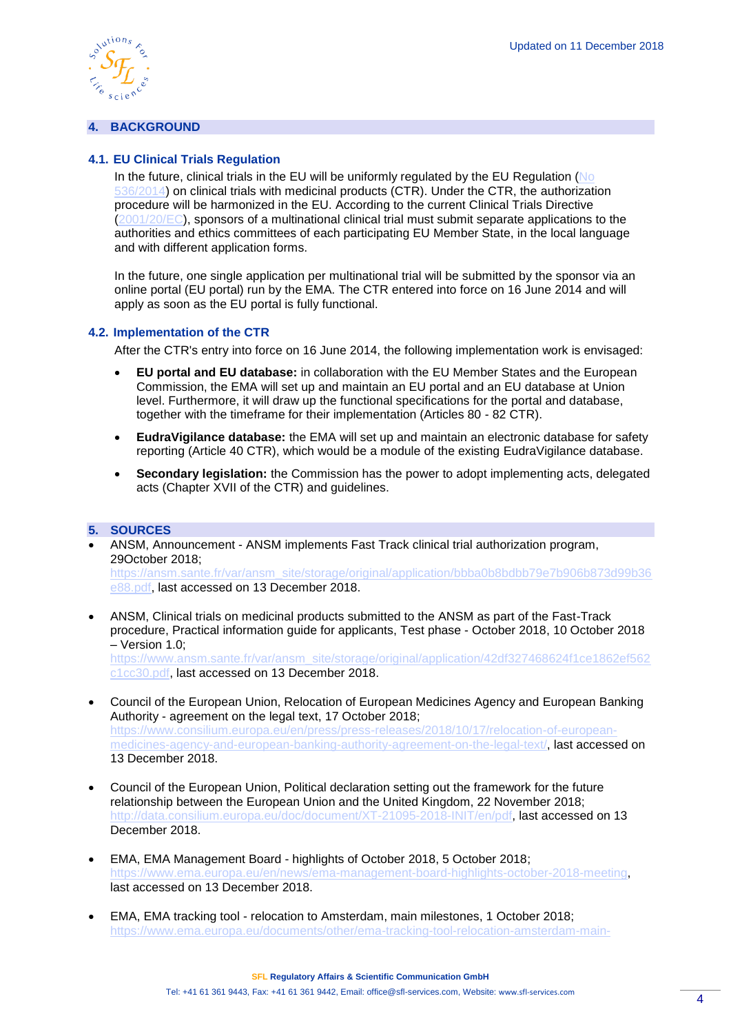## 4. BACKGROUND

### 4.1. EU Clinical Trials Regulation

In the future, clinical trials in the EU will be uniformly regulated by the EU Regulation (No 536/2014) on clinical trials with medicinal products (CTR). Under the CTR, the authorization procedure will be harmonized in the EU. According to the current Clinical Trials Directive (2001/20/EC), sponsors of a multinational clinical trial must submit separate applications to the authorities and ethics committees of each participating EU Member State, in the local language and with different application forms.

In the future, one single application per multinational trial will be submitted by the sponsor via an online portal (EU portal) run by the EMA. The CTR entered into force on 16 June 2014 and will apply as soon as the EU portal is fully functional.

### 4.2. Implementation of the CTR

After the CTR's entry into force on 16 June 2014, the following implementation work is envisaged:

- **EU portal and EU database:** in collaboration with the EU Member States and the European Commission, the EMA will set up and maintain an EU portal and an EU database at Union level. Furthermore, it will draw up the functional specifications for the portal and database, together with the timeframe for their implementation (Articles 80 - 82 CTR).
- **EudraVigilance database:** the EMA will set up and maintain an electronic database for safety reporting (Article 40 CTR), which would be a module of the existing EudraVigilance database.
- **Secondary legislation:** the Commission has the power to adopt implementing acts, delegated acts (Chapter XVII of the CTR) and guidelines.

## 5. SOURCES

- ANSM, Announcement - ANSM implements Fast Track clinical trial authorization program, 29October 2018; https://ansm.sante.fr/var/ansm_site/storage/original/application/bbba0b8bdbb79e7b906b873d99b36e88.pdf, last accessed on 13 December 2018.
- ANSM, Clinical trials on medicinal products submitted to the ANSM as part of the Fast-Track procedure, Practical information guide for applicants, Test phase - October 2018, 10 October 2018 – Version 1.0; https://www.ansm.sante.fr/var/ansm_site/storage/original/application/42df327468624f1ce1862ef562c1cc30.pdf, last accessed on 13 December 2018.
- Council of the European Union, Relocation of European Medicines Agency and European Banking Authority - agreement on the legal text, 17 October 2018; https://www.consilium.europa.eu/en/press/press-releases/2018/10/17/relocation-of-european-medicines-agency-and-european-banking-authority-agreement-on-the-legal-text/, last accessed on 13 December 2018.
- Council of the European Union, Political declaration setting out the framework for the future relationship between the European Union and the United Kingdom, 22 November 2018; http://data.consilium.europa.eu/doc/document/XT-21095-2018-INIT/en/pdf, last accessed on 13 December 2018.
- EMA, EMA Management Board - highlights of October 2018, 5 October 2018; https://www.ema.europa.eu/en/news/ema-management-board-highlights-october-2018-meeting, last accessed on 13 December 2018.
- EMA, EMA tracking tool - relocation to Amsterdam, main milestones, 1 October 2018; https://www.ema.europa.eu/documents/other/ema-tracking-tool-relocation-amsterdam-main-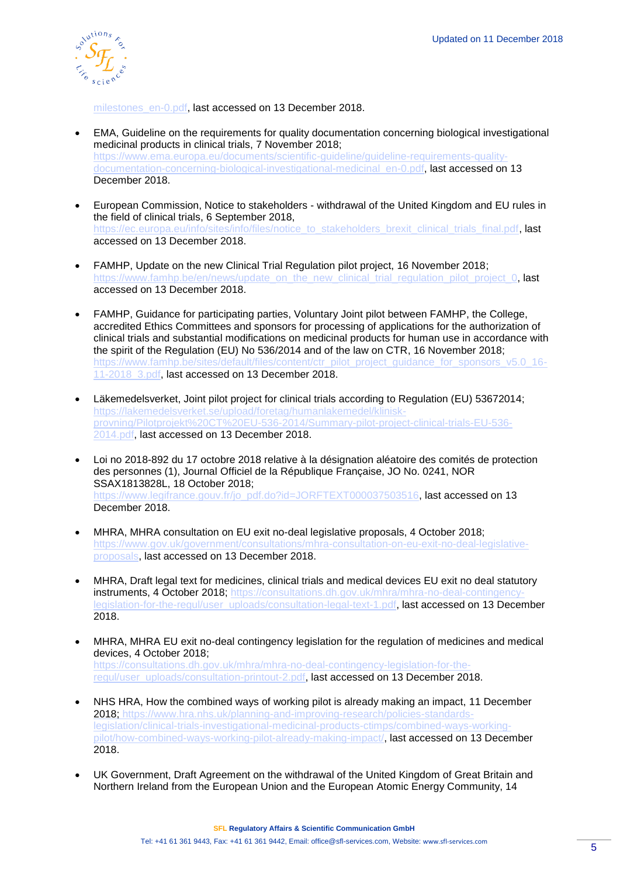milestones_en-0.pdf, last accessed on 13 December 2018.

- EMA, Guideline on the requirements for quality documentation concerning biological investigational medicinal products in clinical trials, 7 November 2018; https://www.ema.europa.eu/documents/scientific-guideline/guideline-requirements-quality-documentation-concerning-biological-investigational-medicinal_en-0.pdf, last accessed on 13 December 2018.

- European Commission, Notice to stakeholders - withdrawal of the United Kingdom and EU rules in the field of clinical trials, 6 September 2018, https://ec.europa.eu/info/sites/info/files/notice_to_stakeholders_brexit_clinical_trials_final.pdf, last accessed on 13 December 2018.

- FAMHP, Update on the new Clinical Trial Regulation pilot project, 16 November 2018; https://www.famhp.be/en/news/update_on_the_new_clinical_trial_regulation_pilot_project_0, last accessed on 13 December 2018.

- FAMHP, Guidance for participating parties, Voluntary Joint pilot between FAMHP, the College, accredited Ethics Committees and sponsors for processing of applications for the authorization of clinical trials and substantial modifications on medicinal products for human use in accordance with the spirit of the Regulation (EU) No 536/2014 and of the law on CTR, 16 November 2018; https://www.famhp.be/sites/default/files/content/ctr_pilot_project_guidance_for_sponsors_v5.0_16-11-2018_3.pdf, last accessed on 13 December 2018.

- Läkemedelsverket, Joint pilot project for clinical trials according to Regulation (EU) 53672014; https://lakemedelsverket.se/upload/foretag/humanlakemedel/klinisk-provning/Pilotprojekt%20CT%20EU-536-2014/Summary-pilot-project-clinical-trials-EU-536-2014.pdf, last accessed on 13 December 2018.

- Loi no 2018-892 du 17 octobre 2018 relative à la désignation aléatoire des comités de protection des personnes (1), Journal Officiel de la République Française, JO No. 0241, NOR SSAX1813828L, 18 October 2018; https://www.legifrance.gouv.fr/jo_pdf.do?id=JORFTEXT000037503516, last accessed on 13 December 2018.

- MHRA, MHRA consultation on EU exit no-deal legislative proposals, 4 October 2018; https://www.gov.uk/government/consultations/mhra-consultation-on-eu-exit-no-deal-legislative-proposals, last accessed on 13 December 2018.

- MHRA, Draft legal text for medicines, clinical trials and medical devices EU exit no deal statutory instruments, 4 October 2018; https://consultations.dh.gov.uk/mhra/mhra-no-deal-contingency-legislation-for-the-regul/user_uploads/consultation-legal-text-1.pdf, last accessed on 13 December 2018.

- MHRA, MHRA EU exit no-deal contingency legislation for the regulation of medicines and medical devices, 4 October 2018; https://consultations.dh.gov.uk/mhra/mhra-no-deal-contingency-legislation-for-the-regul/user_uploads/consultation-printout-2.pdf, last accessed on 13 December 2018.

- NHS HRA, How the combined ways of working pilot is already making an impact, 11 December 2018; https://www.hra.nhs.uk/planning-and-improving-research/policies-standards-legislation/clinical-trials-investigational-medicinal-products-ctimps/combined-ways-working-pilot/how-combined-ways-working-pilot-already-making-impact/, last accessed on 13 December 2018.

- UK Government, Draft Agreement on the withdrawal of the United Kingdom of Great Britain and Northern Ireland from the European Union and the European Atomic Energy Community, 14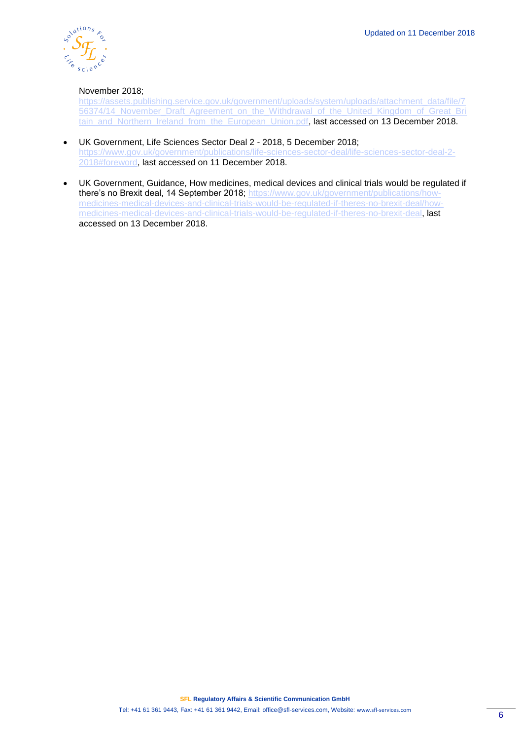November 2018; https://assets.publishing.service.gov.uk/government/uploads/system/uploads/attachment_data/file/756374/14_November_Draft_Agreement_on_the_Withdrawal_of_the_United_Kingdom_of_Great_Britain_and_Northern_Ireland_from_the_European_Union.pdf, last accessed on 13 December 2018.

- UK Government, Life Sciences Sector Deal 2 - 2018, 5 December 2018; https://www.gov.uk/government/publications/life-sciences-sector-deal/life-sciences-sector-deal-2-2018#foreword, last accessed on 11 December 2018.
- UK Government, Guidance, How medicines, medical devices and clinical trials would be regulated if there's no Brexit deal, 14 September 2018; https://www.gov.uk/government/publications/how-medicines-medical-devices-and-clinical-trials-would-be-regulated-if-theres-no-brexit-deal/how-medicines-medical-devices-and-clinical-trials-would-be-regulated-if-theres-no-brexit-deal, last accessed on 13 December 2018.